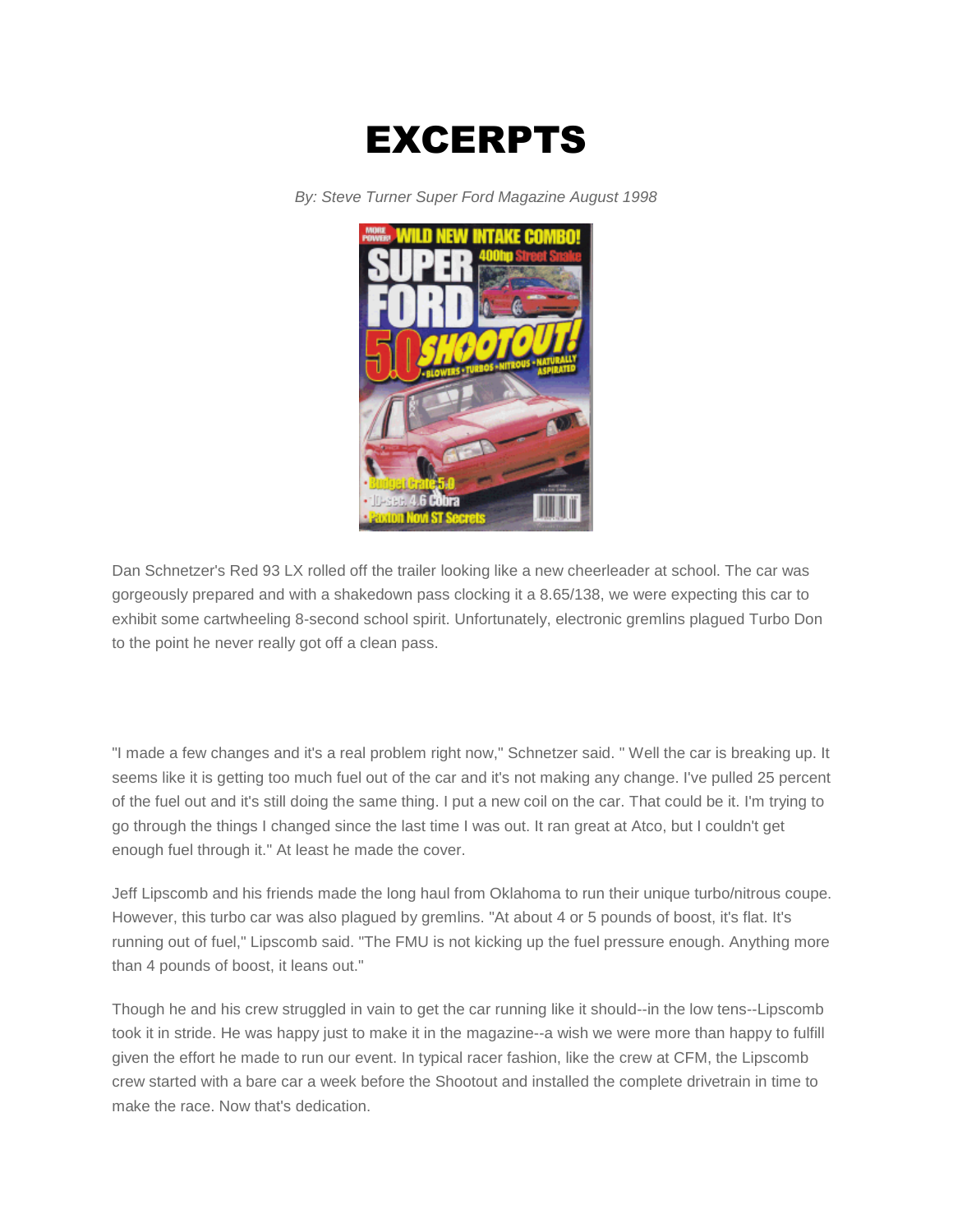# EXCERPTS

*By: Steve Turner Super Ford Magazine August 1998*

Dan Schnetzer's Red 93 LX rolled off the trailer looking like a new cheerleader at school. The car was gorgeously prepared and with a shakedown pass clocking it a 8.65/138, we were expecting this car to exhibit some cartwheeling 8-second school spirit. Unfortunately, electronic gremlins plagued Turbo Don to the point he never really got off a clean pass.

"I made a few changes and it's a real problem right now," Schnetzer said. " Well the car is breaking up. It seems like it is getting too much fuel out of the car and it's not making any change. I've pulled 25 percent of the fuel out and it's still doing the same thing. I put a new coil on the car. That could be it. I'm trying to go through the things I changed since the last time I was out. It ran great at Atco, but I couldn't get enough fuel through it." At least he made the cover.

Jeff Lipscomb and his friends made the long haul from Oklahoma to run their unique turbo/nitrous coupe. However, this turbo car was also plagued by gremlins. "At about 4 or 5 pounds of boost, it's flat. It's running out of fuel," Lipscomb said. "The FMU is not kicking up the fuel pressure enough. Anything more than 4 pounds of boost, it leans out."

Though he and his crew struggled in vain to get the car running like it should--in the low tens--Lipscomb took it in stride. He was happy just to make it in the magazine--a wish we were more than happy to fulfill given the effort he made to run our event. In typical racer fashion, like the crew at CFM, the Lipscomb crew started with a bare car a week before the Shootout and installed the complete drivetrain in time to make the race. Now that's dedication.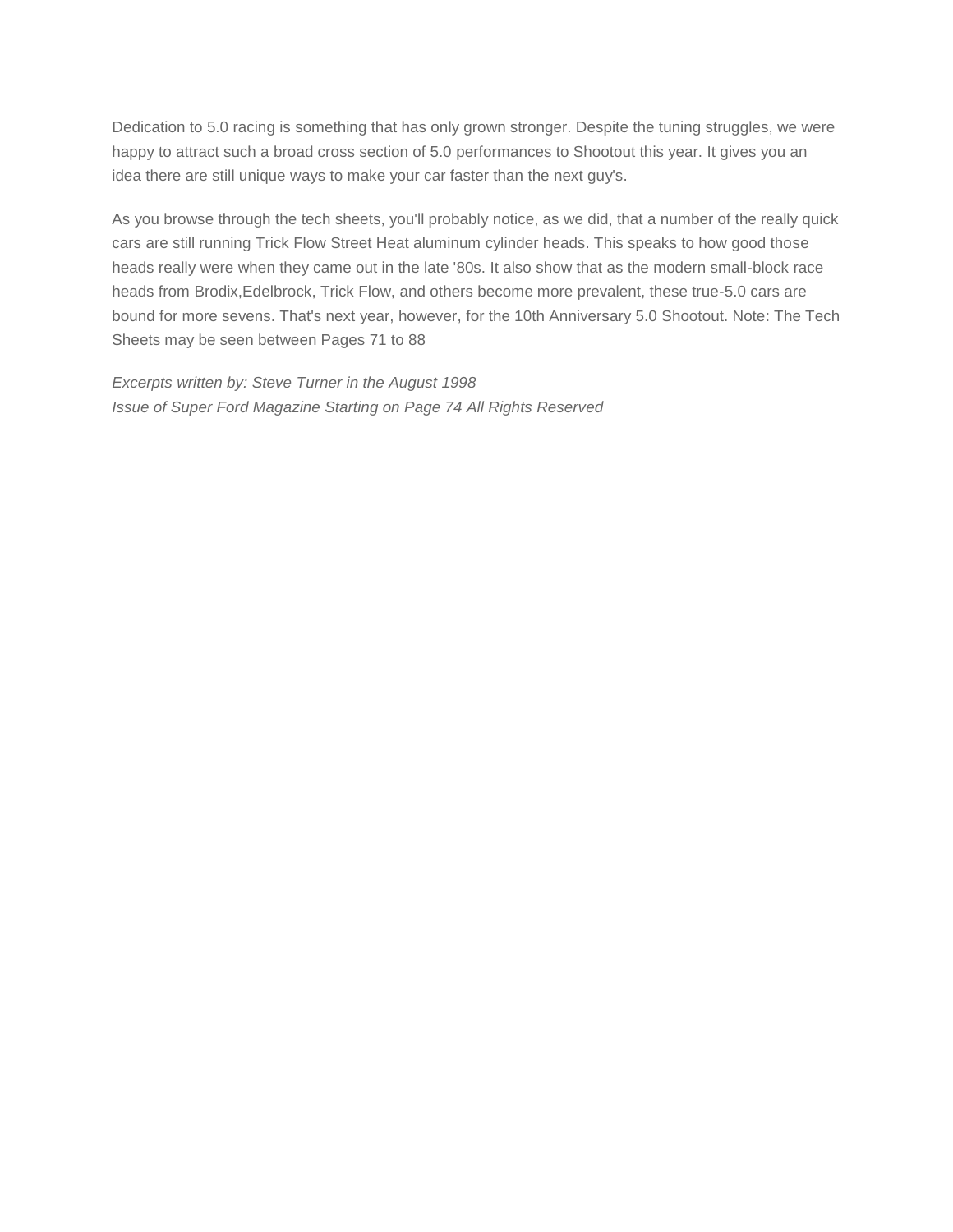Dedication to 5.0 racing is something that has only grown stronger. Despite the tuning struggles, we were happy to attract such a broad cross section of 5.0 performances to Shootout this year. It gives you an idea there are still unique ways to make your car faster than the next guy's.

As you browse through the tech sheets, you'll probably notice, as we did, that a number of the really quick cars are still running Trick Flow Street Heat aluminum cylinder heads. This speaks to how good those heads really were when they came out in the late '80s. It also show that as the modern small-block race heads from Brodix,Edelbrock, Trick Flow, and others become more prevalent, these true-5.0 cars are bound for more sevens. That's next year, however, for the 10th Anniversary 5.0 Shootout. Note: The Tech Sheets may be seen between Pages 71 to 88

*Excerpts written by: Steve Turner in the August 1998*
*Issue of Super Ford Magazine Starting on Page 74 All Rights Reserved*